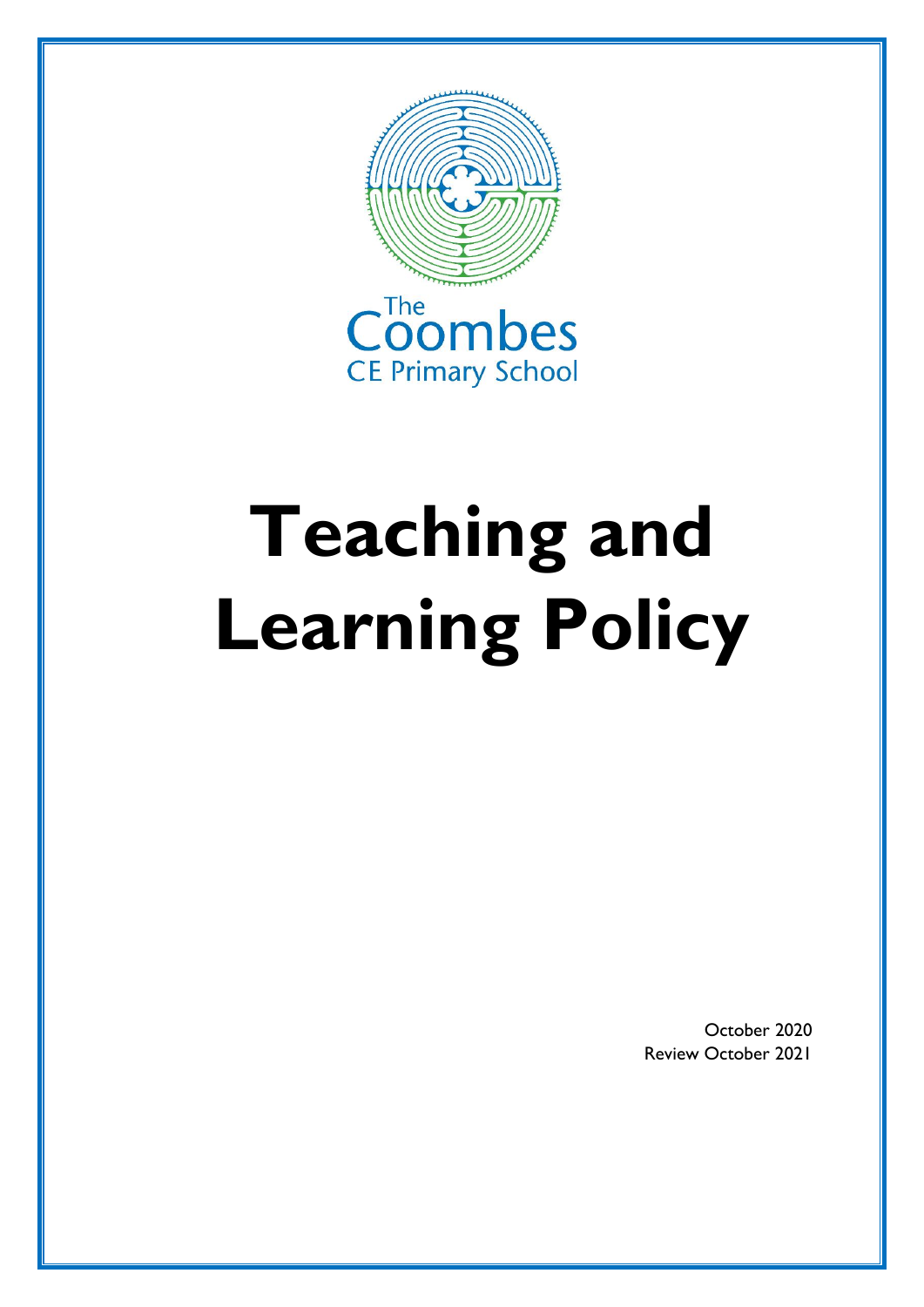The Coombes CE Primary School

# Teaching and Learning Policy

October 2020
Review October 2021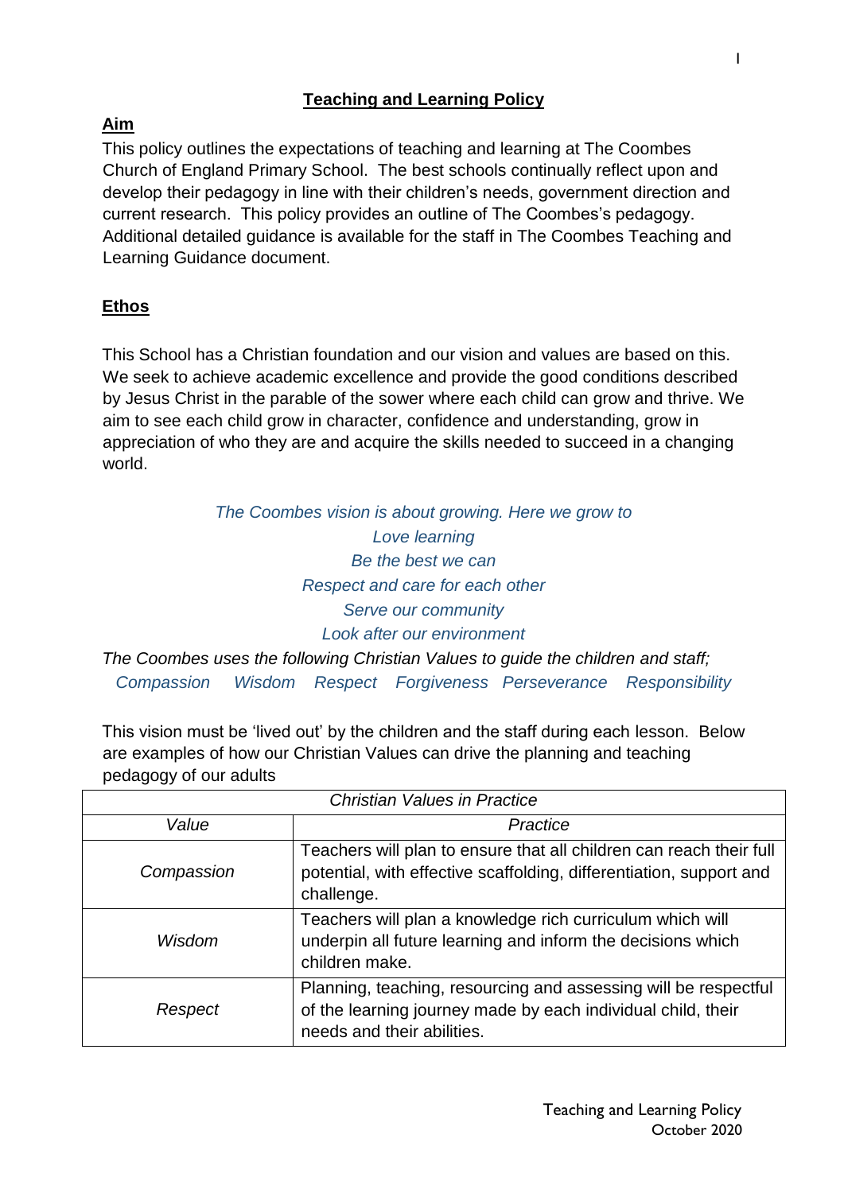## Teaching and Learning Policy

### Aim

This policy outlines the expectations of teaching and learning at The Coombes Church of England Primary School. The best schools continually reflect upon and develop their pedagogy in line with their children's needs, government direction and current research. This policy provides an outline of The Coombes's pedagogy. Additional detailed guidance is available for the staff in The Coombes Teaching and Learning Guidance document.

### Ethos

This School has a Christian foundation and our vision and values are based on this. We seek to achieve academic excellence and provide the good conditions described by Jesus Christ in the parable of the sower where each child can grow and thrive. We aim to see each child grow in character, confidence and understanding, grow in appreciation of who they are and acquire the skills needed to succeed in a changing world.

*The Coombes vision is about growing. Here we grow to*
*Love learning*
*Be the best we can*
*Respect and care for each other*
*Serve our community*
*Look after our environment*

*The Coombes uses the following Christian Values to guide the children and staff;*
*Compassion Wisdom Respect Forgiveness Perseverance Responsibility*

This vision must be 'lived out' by the children and the staff during each lesson. Below are examples of how our Christian Values can drive the planning and teaching pedagogy of our adults

| *Christian Values in Practice* | |
|---|---|
| *Value* | *Practice* |
| *Compassion* | Teachers will plan to ensure that all children can reach their full potential, with effective scaffolding, differentiation, support and challenge. |
| *Wisdom* | Teachers will plan a knowledge rich curriculum which will underpin all future learning and inform the decisions which children make. |
| *Respect* | Planning, teaching, resourcing and assessing will be respectful of the learning journey made by each individual child, their needs and their abilities. |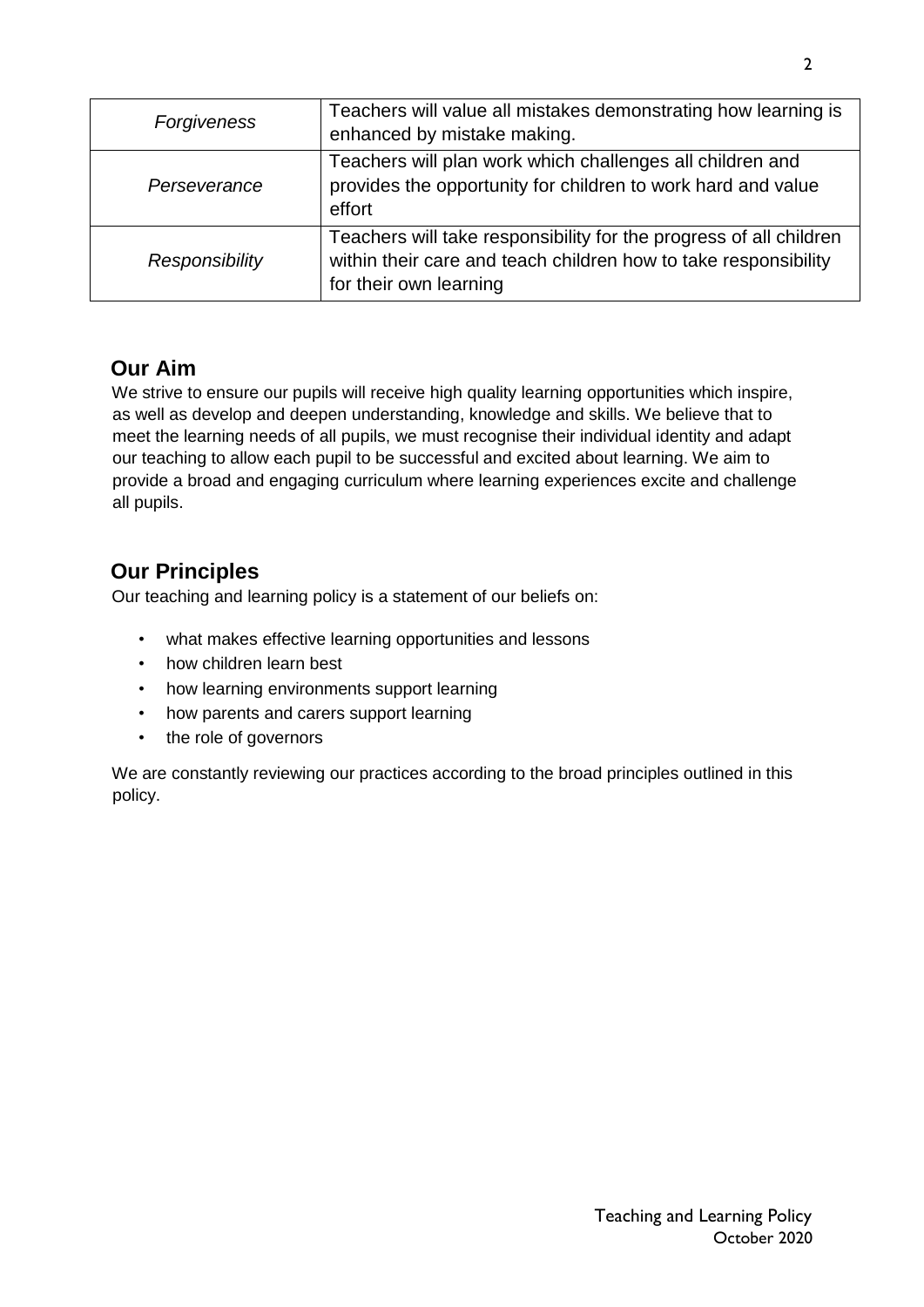| *Forgiveness* | Teachers will value all mistakes demonstrating how learning is enhanced by mistake making. |
|---|---|
| *Perseverance* | Teachers will plan work which challenges all children and provides the opportunity for children to work hard and value effort |
| *Responsibility* | Teachers will take responsibility for the progress of all children within their care and teach children how to take responsibility for their own learning |

## Our Aim

We strive to ensure our pupils will receive high quality learning opportunities which inspire, as well as develop and deepen understanding, knowledge and skills. We believe that to meet the learning needs of all pupils, we must recognise their individual identity and adapt our teaching to allow each pupil to be successful and excited about learning. We aim to provide a broad and engaging curriculum where learning experiences excite and challenge all pupils.

## Our Principles

Our teaching and learning policy is a statement of our beliefs on:

- what makes effective learning opportunities and lessons
- how children learn best
- how learning environments support learning
- how parents and carers support learning
- the role of governors

We are constantly reviewing our practices according to the broad principles outlined in this policy.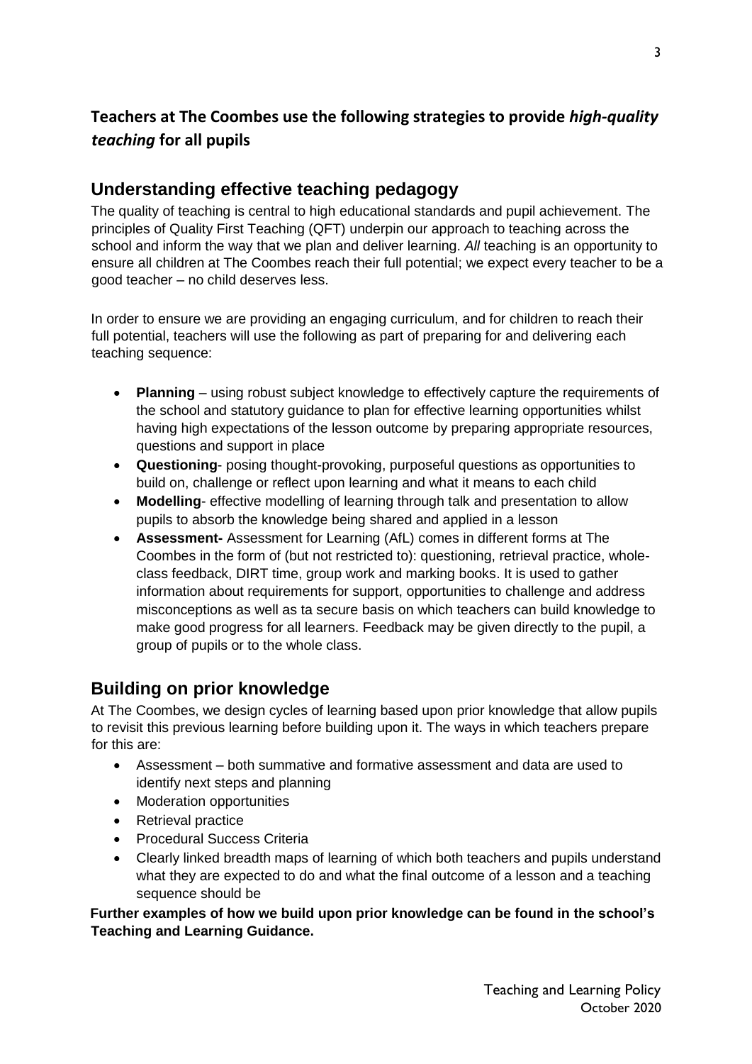## Teachers at The Coombes use the following strategies to provide *high-quality teaching* for all pupils

## Understanding effective teaching pedagogy

The quality of teaching is central to high educational standards and pupil achievement. The principles of Quality First Teaching (QFT) underpin our approach to teaching across the school and inform the way that we plan and deliver learning. *All* teaching is an opportunity to ensure all children at The Coombes reach their full potential; we expect every teacher to be a good teacher – no child deserves less.

In order to ensure we are providing an engaging curriculum, and for children to reach their full potential, teachers will use the following as part of preparing for and delivering each teaching sequence:

- **Planning** – using robust subject knowledge to effectively capture the requirements of the school and statutory guidance to plan for effective learning opportunities whilst having high expectations of the lesson outcome by preparing appropriate resources, questions and support in place
- **Questioning**- posing thought-provoking, purposeful questions as opportunities to build on, challenge or reflect upon learning and what it means to each child
- **Modelling**- effective modelling of learning through talk and presentation to allow pupils to absorb the knowledge being shared and applied in a lesson
- **Assessment-** Assessment for Learning (AfL) comes in different forms at The Coombes in the form of (but not restricted to): questioning, retrieval practice, whole-class feedback, DIRT time, group work and marking books. It is used to gather information about requirements for support, opportunities to challenge and address misconceptions as well as ta secure basis on which teachers can build knowledge to make good progress for all learners. Feedback may be given directly to the pupil, a group of pupils or to the whole class.

## Building on prior knowledge

At The Coombes, we design cycles of learning based upon prior knowledge that allow pupils to revisit this previous learning before building upon it. The ways in which teachers prepare for this are:

- Assessment – both summative and formative assessment and data are used to identify next steps and planning
- Moderation opportunities
- Retrieval practice
- Procedural Success Criteria
- Clearly linked breadth maps of learning of which both teachers and pupils understand what they are expected to do and what the final outcome of a lesson and a teaching sequence should be

**Further examples of how we build upon prior knowledge can be found in the school's Teaching and Learning Guidance.**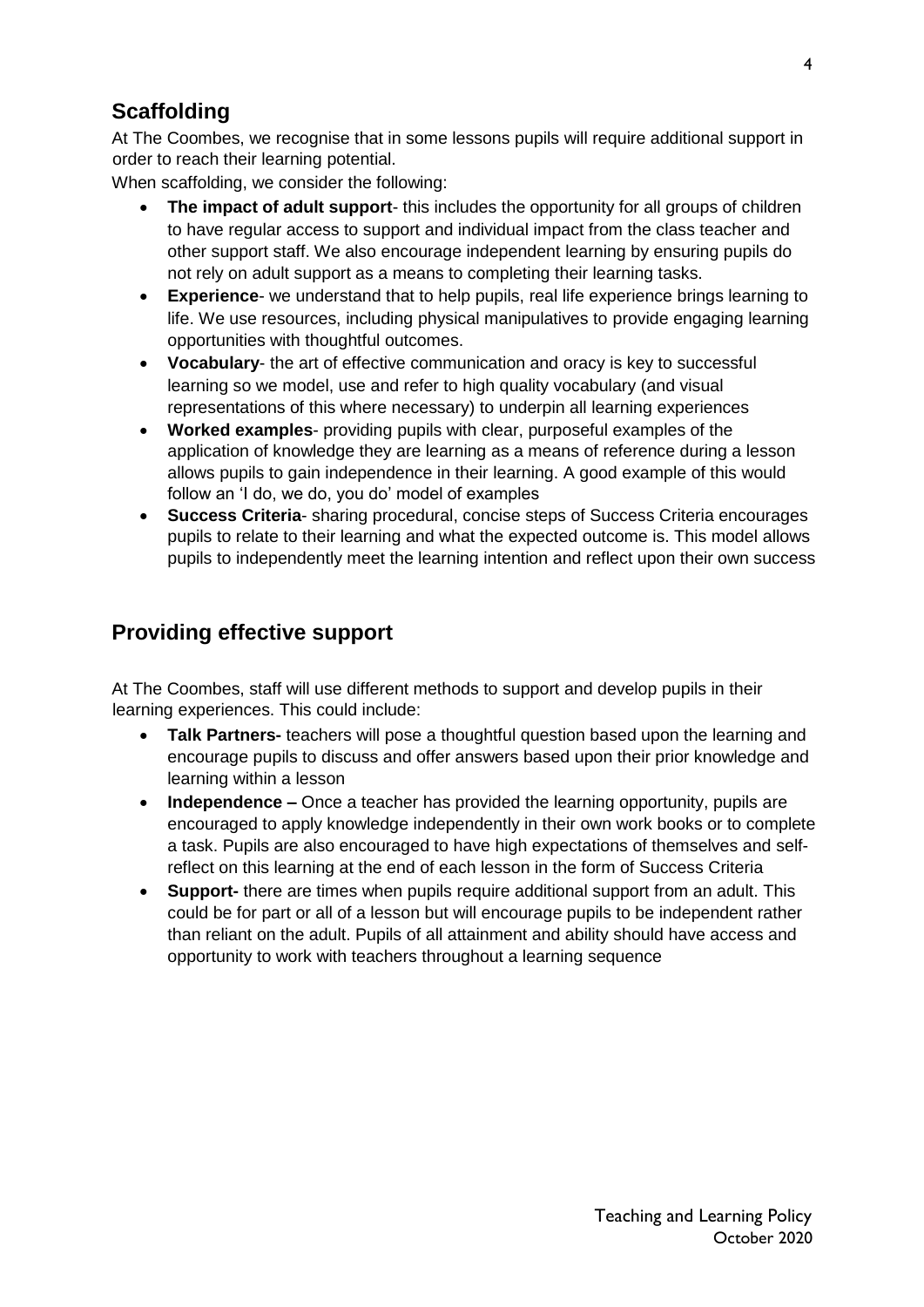## Scaffolding

At The Coombes, we recognise that in some lessons pupils will require additional support in order to reach their learning potential.

When scaffolding, we consider the following:

- **The impact of adult support**- this includes the opportunity for all groups of children to have regular access to support and individual impact from the class teacher and other support staff. We also encourage independent learning by ensuring pupils do not rely on adult support as a means to completing their learning tasks.
- **Experience**- we understand that to help pupils, real life experience brings learning to life. We use resources, including physical manipulatives to provide engaging learning opportunities with thoughtful outcomes.
- **Vocabulary**- the art of effective communication and oracy is key to successful learning so we model, use and refer to high quality vocabulary (and visual representations of this where necessary) to underpin all learning experiences
- **Worked examples**- providing pupils with clear, purposeful examples of the application of knowledge they are learning as a means of reference during a lesson allows pupils to gain independence in their learning. A good example of this would follow an 'I do, we do, you do' model of examples
- **Success Criteria**- sharing procedural, concise steps of Success Criteria encourages pupils to relate to their learning and what the expected outcome is. This model allows pupils to independently meet the learning intention and reflect upon their own success

## Providing effective support

At The Coombes, staff will use different methods to support and develop pupils in their learning experiences. This could include:

- **Talk Partners-** teachers will pose a thoughtful question based upon the learning and encourage pupils to discuss and offer answers based upon their prior knowledge and learning within a lesson
- **Independence –** Once a teacher has provided the learning opportunity, pupils are encouraged to apply knowledge independently in their own work books or to complete a task. Pupils are also encouraged to have high expectations of themselves and self-reflect on this learning at the end of each lesson in the form of Success Criteria
- **Support-** there are times when pupils require additional support from an adult. This could be for part or all of a lesson but will encourage pupils to be independent rather than reliant on the adult. Pupils of all attainment and ability should have access and opportunity to work with teachers throughout a learning sequence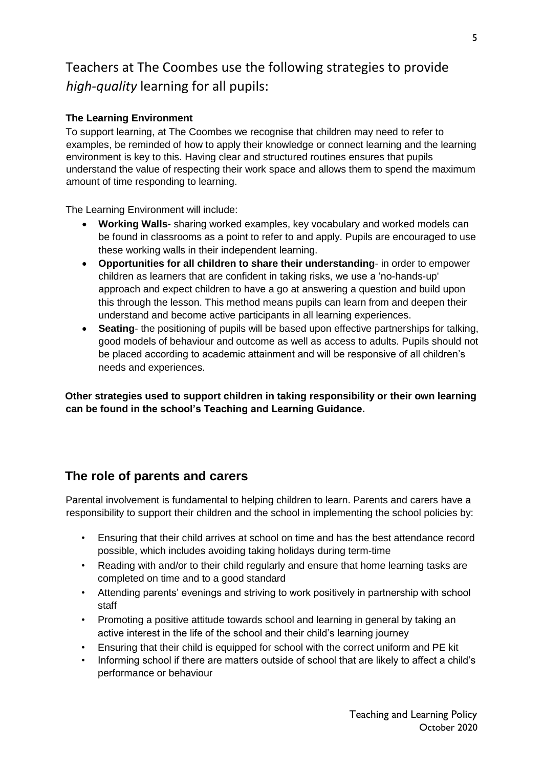# Teachers at The Coombes use the following strategies to provide *high-quality* learning for all pupils:

### The Learning Environment

To support learning, at The Coombes we recognise that children may need to refer to examples, be reminded of how to apply their knowledge or connect learning and the learning environment is key to this. Having clear and structured routines ensures that pupils understand the value of respecting their work space and allows them to spend the maximum amount of time responding to learning.

The Learning Environment will include:

- **Working Walls**- sharing worked examples, key vocabulary and worked models can be found in classrooms as a point to refer to and apply. Pupils are encouraged to use these working walls in their independent learning.
- **Opportunities for all children to share their understanding**- in order to empower children as learners that are confident in taking risks, we use a 'no-hands-up' approach and expect children to have a go at answering a question and build upon this through the lesson. This method means pupils can learn from and deepen their understand and become active participants in all learning experiences.
- **Seating**- the positioning of pupils will be based upon effective partnerships for talking, good models of behaviour and outcome as well as access to adults. Pupils should not be placed according to academic attainment and will be responsive of all children's needs and experiences.

**Other strategies used to support children in taking responsibility or their own learning can be found in the school's Teaching and Learning Guidance.**

## The role of parents and carers

Parental involvement is fundamental to helping children to learn. Parents and carers have a responsibility to support their children and the school in implementing the school policies by:

- Ensuring that their child arrives at school on time and has the best attendance record possible, which includes avoiding taking holidays during term-time
- Reading with and/or to their child regularly and ensure that home learning tasks are completed on time and to a good standard
- Attending parents' evenings and striving to work positively in partnership with school staff
- Promoting a positive attitude towards school and learning in general by taking an active interest in the life of the school and their child's learning journey
- Ensuring that their child is equipped for school with the correct uniform and PE kit
- Informing school if there are matters outside of school that are likely to affect a child's performance or behaviour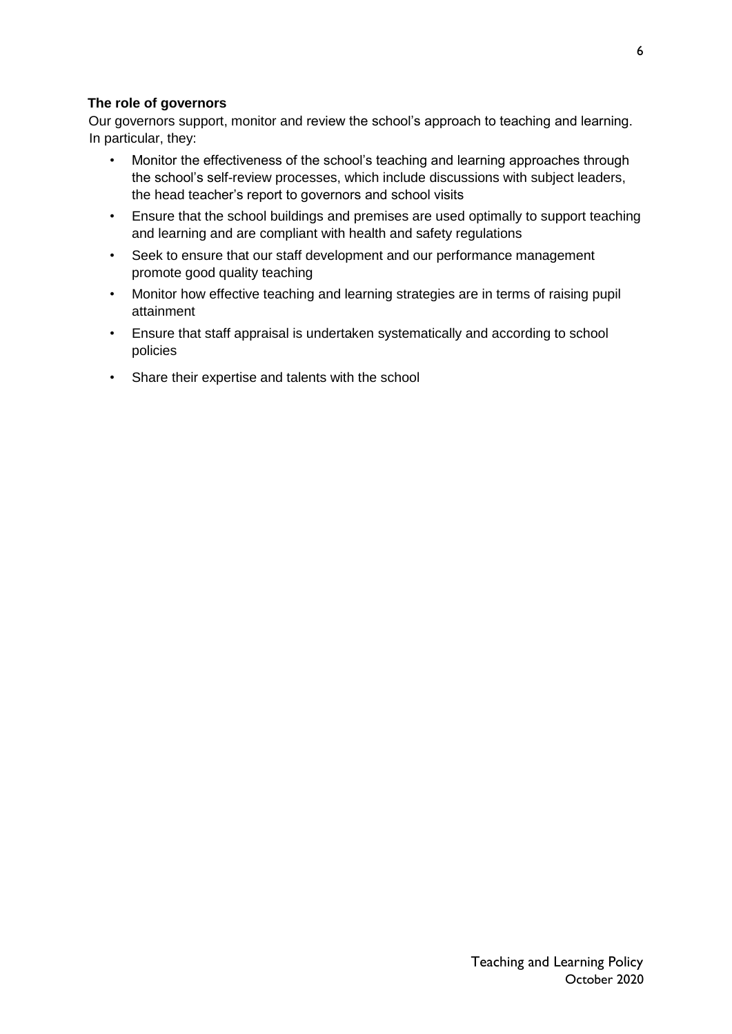### The role of governors

Our governors support, monitor and review the school's approach to teaching and learning. In particular, they:

- Monitor the effectiveness of the school's teaching and learning approaches through the school's self-review processes, which include discussions with subject leaders, the head teacher's report to governors and school visits
- Ensure that the school buildings and premises are used optimally to support teaching and learning and are compliant with health and safety regulations
- Seek to ensure that our staff development and our performance management promote good quality teaching
- Monitor how effective teaching and learning strategies are in terms of raising pupil attainment
- Ensure that staff appraisal is undertaken systematically and according to school policies
- Share their expertise and talents with the school